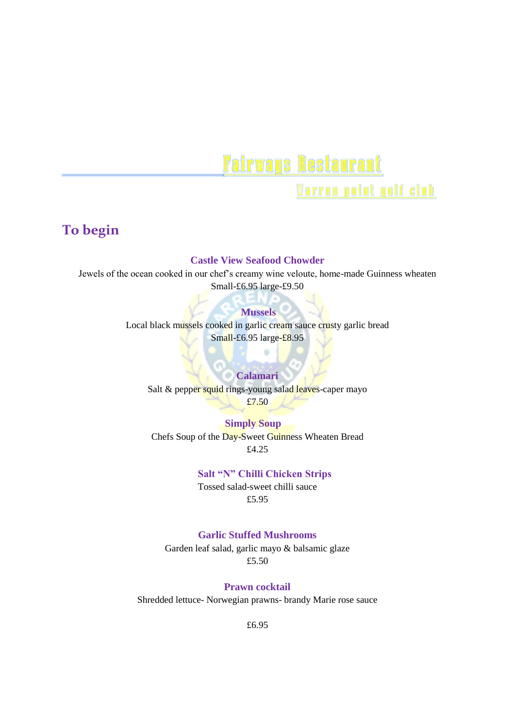# Fairways Restaurant

### Warren point golf club

## To begin

**Castle View Seafood Chowder**

Jewels of the ocean cooked in our chef's creamy wine veloute, home-made Guinness wheaten

Small-£6.95 large-£9.50

**Mussels**

Local black mussels cooked in garlic cream sauce crusty garlic bread

Small-£6.95 large-£8.95

**Calamari**

Salt & pepper squid rings-young salad leaves-caper mayo

£7.50

**Simply Soup**

Chefs Soup of the Day-Sweet Guinness Wheaten Bread

£4.25

**Salt "N" Chilli Chicken Strips**

Tossed salad-sweet chilli sauce

£5.95

**Garlic Stuffed Mushrooms**

Garden leaf salad, garlic mayo & balsamic glaze

£5.50

**Prawn cocktail**

Shredded lettuce- Norwegian prawns- brandy Marie rose sauce

£6.95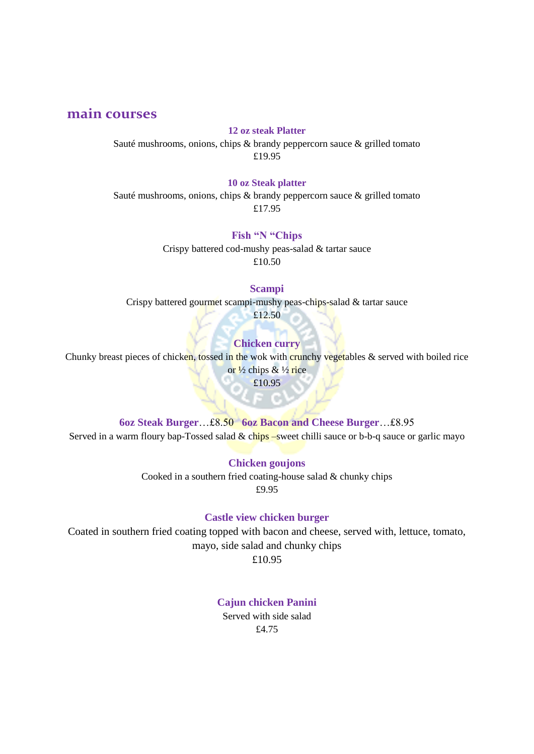## main courses

**12 oz steak Platter**
Sauté mushrooms, onions, chips & brandy peppercorn sauce & grilled tomato
£19.95

**10 oz Steak platter**
Sauté mushrooms, onions, chips & brandy peppercorn sauce & grilled tomato
£17.95

**Fish "N "Chips**
Crispy battered cod-mushy peas-salad & tartar sauce
£10.50

**Scampi**
Crispy battered gourmet scampi-mushy peas-chips-salad & tartar sauce
£12.50

**Chicken curry**
Chunky breast pieces of chicken, tossed in the wok with crunchy vegetables & served with boiled rice or ½ chips & ½ rice
£10.95

**6oz Steak Burger**…£8.50 **6oz Bacon and Cheese Burger**…£8.95
Served in a warm floury bap-Tossed salad & chips –sweet chilli sauce or b-b-q sauce or garlic mayo

**Chicken goujons**
Cooked in a southern fried coating-house salad & chunky chips
£9.95

**Castle view chicken burger**
Coated in southern fried coating topped with bacon and cheese, served with, lettuce, tomato, mayo, side salad and chunky chips
£10.95

**Cajun chicken Panini**
Served with side salad
£4.75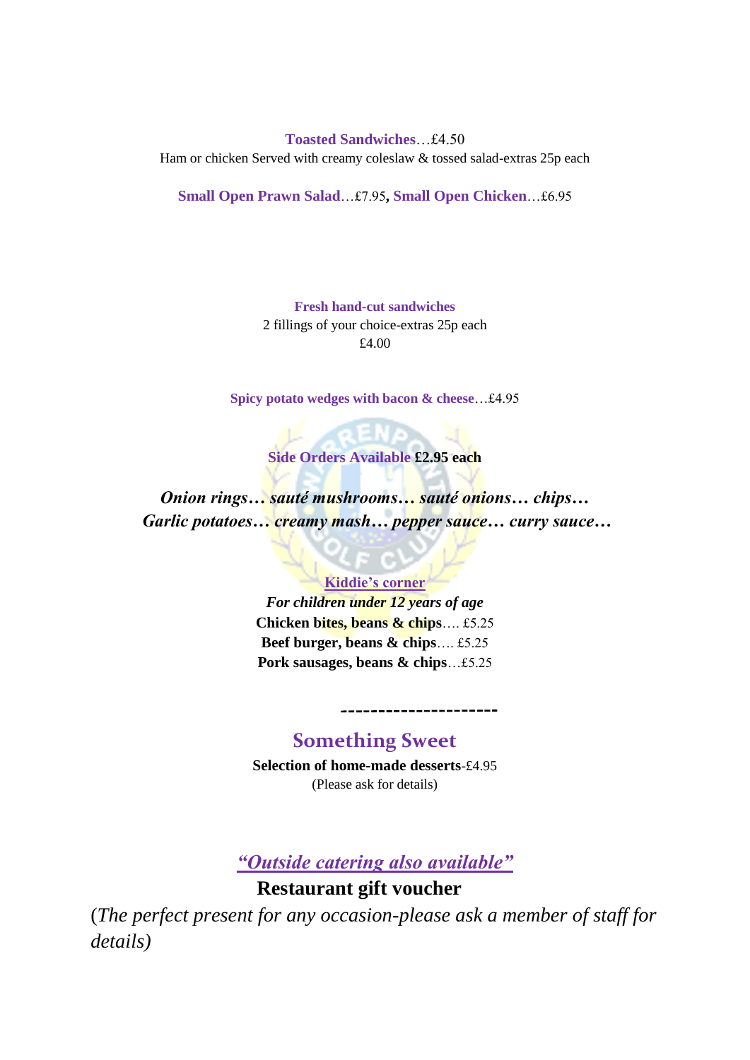**Toasted Sandwiches**…£4.50
Ham or chicken Served with creamy coleslaw & tossed salad-extras 25p each

**Small Open Prawn Salad**…£7.95**, Small Open Chicken**…£6.95

**Fresh hand-cut sandwiches**
2 fillings of your choice-extras 25p each
£4.00

**Spicy potato wedges with bacon & cheese**…£4.95

**Side Orders Available £2.95 each**

***Onion rings… sauté mushrooms… sauté onions… chips…***
***Garlic potatoes… creamy mash… pepper sauce… curry sauce…***

**Kiddie's corner**

***For children under 12 years of age***
**Chicken bites, beans & chips**…. £5.25
**Beef burger, beans & chips**…. £5.25
**Pork sausages, beans & chips**…£5.25

---

## Something Sweet

**Selection of home-made desserts**-£4.95
(Please ask for details)

***"Outside catering also available"***

**Restaurant gift voucher**

(*The perfect present for any occasion-please ask a member of staff for details)*